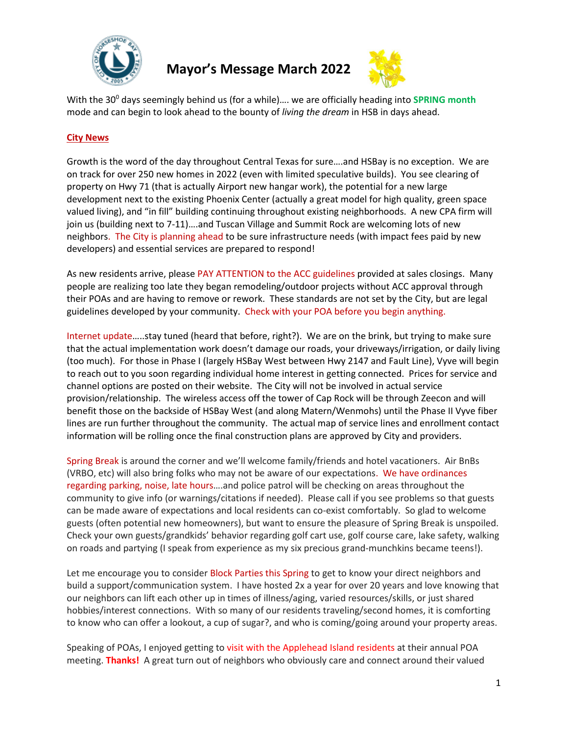# Mayor's Message March 2022

With the $30^0$ days seemingly behind us (for a while)…. we are officially heading into **SPRING month** mode and can begin to look ahead to the bounty of *living the dream* in HSB in days ahead.

## City News

Growth is the word of the day throughout Central Texas for sure….and HSBay is no exception. We are on track for over 250 new homes in 2022 (even with limited speculative builds). You see clearing of property on Hwy 71 (that is actually Airport new hangar work), the potential for a new large development next to the existing Phoenix Center (actually a great model for high quality, green space valued living), and "in fill" building continuing throughout existing neighborhoods. A new CPA firm will join us (building next to 7-11)….and Tuscan Village and Summit Rock are welcoming lots of new neighbors. The City is planning ahead to be sure infrastructure needs (with impact fees paid by new developers) and essential services are prepared to respond!

As new residents arrive, please PAY ATTENTION to the ACC guidelines provided at sales closings. Many people are realizing too late they began remodeling/outdoor projects without ACC approval through their POAs and are having to remove or rework. These standards are not set by the City, but are legal guidelines developed by your community. Check with your POA before you begin anything.

Internet update…..stay tuned (heard that before, right?). We are on the brink, but trying to make sure that the actual implementation work doesn't damage our roads, your driveways/irrigation, or daily living (too much). For those in Phase I (largely HSBay West between Hwy 2147 and Fault Line), Vyve will begin to reach out to you soon regarding individual home interest in getting connected. Prices for service and channel options are posted on their website. The City will not be involved in actual service provision/relationship. The wireless access off the tower of Cap Rock will be through Zeecon and will benefit those on the backside of HSBay West (and along Matern/Wenmohs) until the Phase II Vyve fiber lines are run further throughout the community. The actual map of service lines and enrollment contact information will be rolling once the final construction plans are approved by City and providers.

Spring Break is around the corner and we'll welcome family/friends and hotel vacationers. Air BnBs (VRBO, etc) will also bring folks who may not be aware of our expectations. We have ordinances regarding parking, noise, late hours….and police patrol will be checking on areas throughout the community to give info (or warnings/citations if needed). Please call if you see problems so that guests can be made aware of expectations and local residents can co-exist comfortably. So glad to welcome guests (often potential new homeowners), but want to ensure the pleasure of Spring Break is unspoiled. Check your own guests/grandkids' behavior regarding golf cart use, golf course care, lake safety, walking on roads and partying (I speak from experience as my six precious grand-munchkins became teens!).

Let me encourage you to consider Block Parties this Spring to get to know your direct neighbors and build a support/communication system. I have hosted 2x a year for over 20 years and love knowing that our neighbors can lift each other up in times of illness/aging, varied resources/skills, or just shared hobbies/interest connections. With so many of our residents traveling/second homes, it is comforting to know who can offer a lookout, a cup of sugar?, and who is coming/going around your property areas.

Speaking of POAs, I enjoyed getting to visit with the Applehead Island residents at their annual POA meeting. **Thanks!** A great turn out of neighbors who obviously care and connect around their valued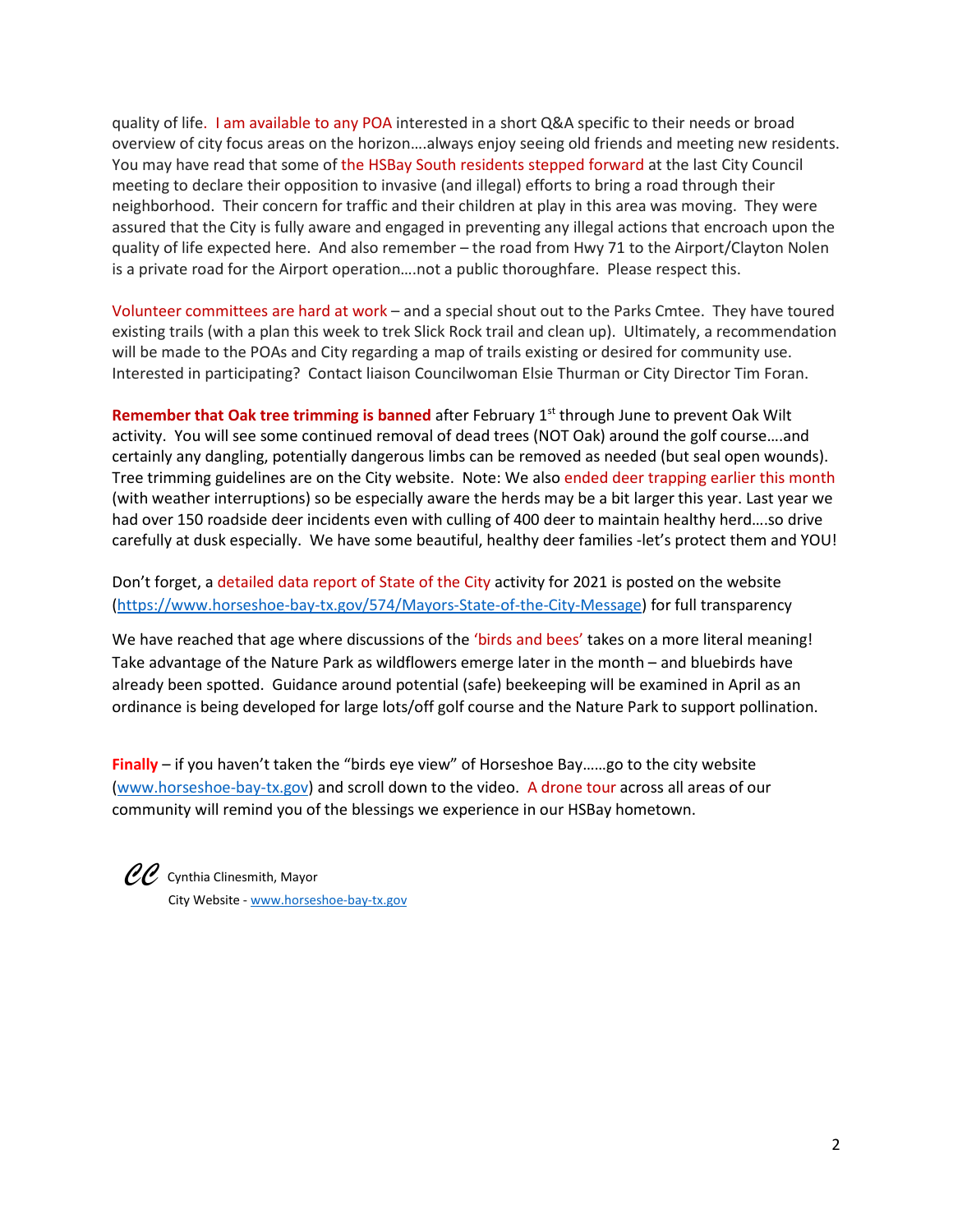quality of life. I am available to any POA interested in a short Q&A specific to their needs or broad overview of city focus areas on the horizon….always enjoy seeing old friends and meeting new residents. You may have read that some of the HSBay South residents stepped forward at the last City Council meeting to declare their opposition to invasive (and illegal) efforts to bring a road through their neighborhood. Their concern for traffic and their children at play in this area was moving. They were assured that the City is fully aware and engaged in preventing any illegal actions that encroach upon the quality of life expected here. And also remember – the road from Hwy 71 to the Airport/Clayton Nolen is a private road for the Airport operation….not a public thoroughfare. Please respect this.

Volunteer committees are hard at work – and a special shout out to the Parks Cmtee. They have toured existing trails (with a plan this week to trek Slick Rock trail and clean up). Ultimately, a recommendation will be made to the POAs and City regarding a map of trails existing or desired for community use. Interested in participating? Contact liaison Councilwoman Elsie Thurman or City Director Tim Foran.

**Remember that Oak tree trimming is banned** after February 1st through June to prevent Oak Wilt activity. You will see some continued removal of dead trees (NOT Oak) around the golf course….and certainly any dangling, potentially dangerous limbs can be removed as needed (but seal open wounds). Tree trimming guidelines are on the City website. Note: We also ended deer trapping earlier this month (with weather interruptions) so be especially aware the herds may be a bit larger this year. Last year we had over 150 roadside deer incidents even with culling of 400 deer to maintain healthy herd….so drive carefully at dusk especially. We have some beautiful, healthy deer families -let's protect them and YOU!

Don't forget, a detailed data report of State of the City activity for 2021 is posted on the website (https://www.horseshoe-bay-tx.gov/574/Mayors-State-of-the-City-Message) for full transparency

We have reached that age where discussions of the 'birds and bees' takes on a more literal meaning! Take advantage of the Nature Park as wildflowers emerge later in the month – and bluebirds have already been spotted. Guidance around potential (safe) beekeeping will be examined in April as an ordinance is being developed for large lots/off golf course and the Nature Park to support pollination.

**Finally** – if you haven't taken the "birds eye view" of Horseshoe Bay……go to the city website (www.horseshoe-bay-tx.gov) and scroll down to the video. A drone tour across all areas of our community will remind you of the blessings we experience in our HSBay hometown.

*CC* Cynthia Clinesmith, Mayor
City Website - www.horseshoe-bay-tx.gov